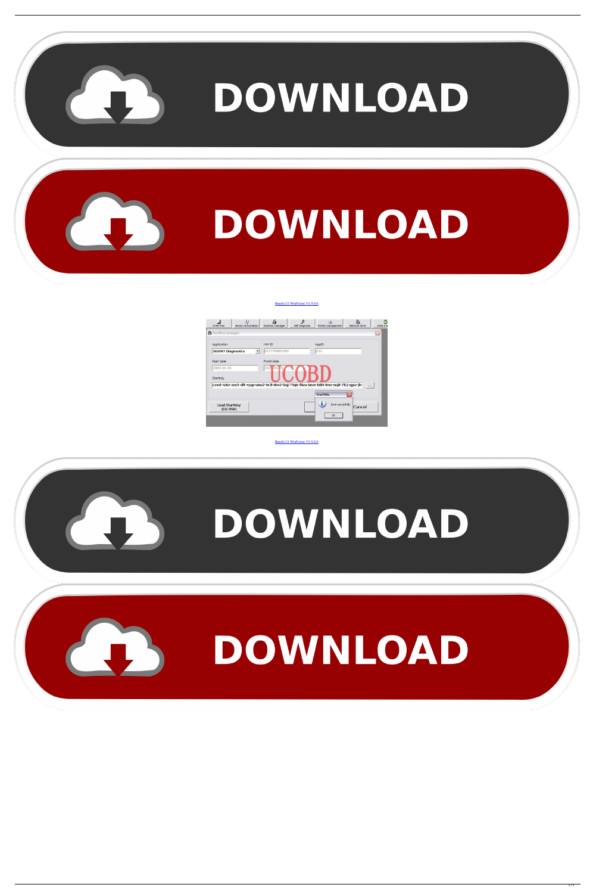DOWNLOAD

DOWNLOAD

Bunifu UI WinForms V1.9.0.0

Bunifu UI WinForms V1.9.0.0

DOWNLOAD

DOWNLOAD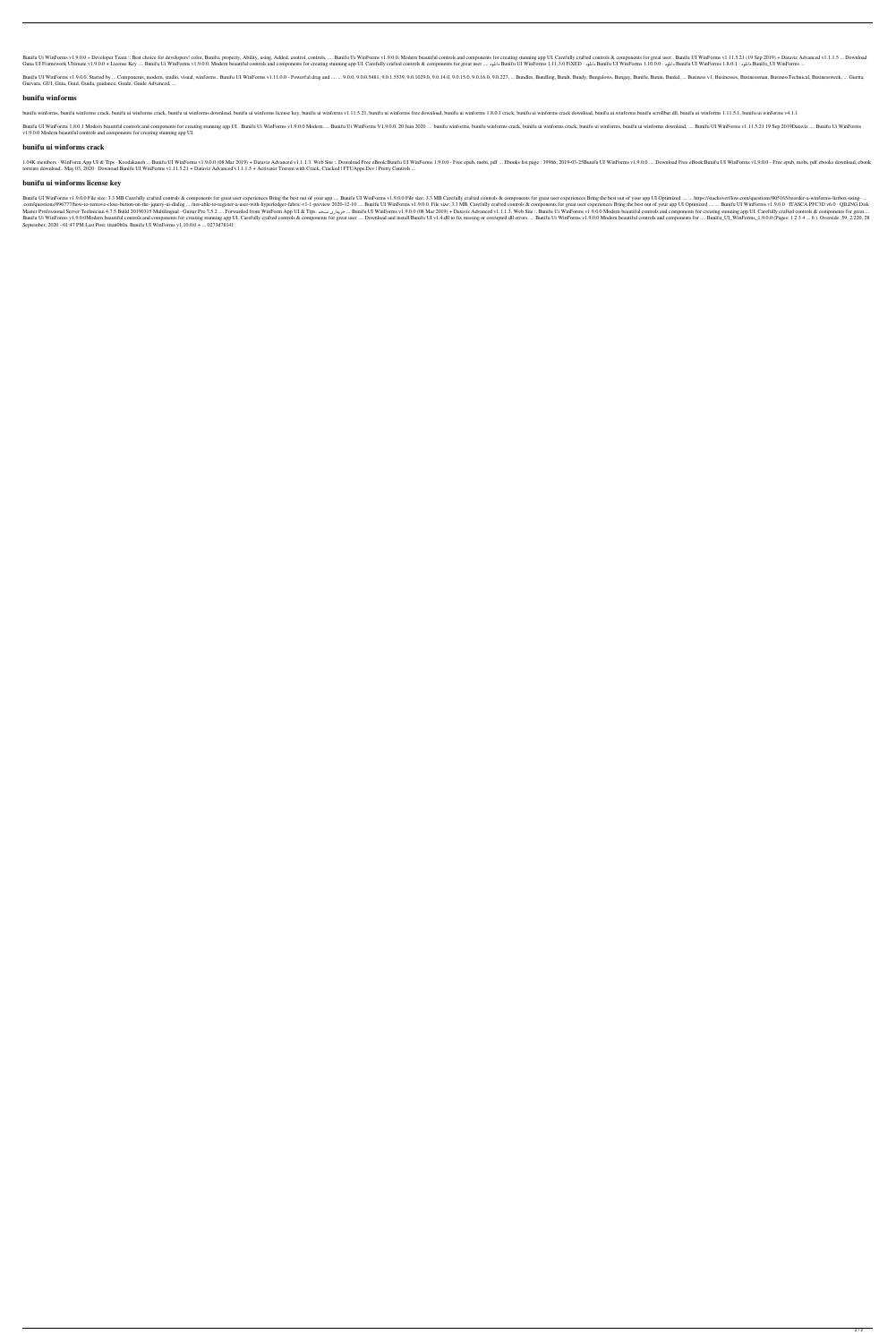Bunifu Ui WinForms v1.9.0.0 » Developer Team :: Best choice for developers! color, Bunifu, property, Ability, using, Added, control, controls, .... Bunifu Ui WinForms v1.9.0.0. Modern beautiful controls and components for creating stunning app UI. Carefully crafted controls & components for great user.. Bunifu UI WinForms v1.11.5.21 (19 Sep 2019) + Dataviz Advanced v1.1.1.5 ... Download Guna UI Framework Ultimate v1.9.0.0 + License Key .... Bunifu Ui WinForms v1.9.0.0. Modern beautiful controls and components for creating stunning app UI. Carefully crafted controls & components for great user .... دانلود Bunifu UI WinForms 1.11.3.0 FIXED · دانلود Bunifu UI WinForms 1.10.0.0 · دانلود Bunifu UI WinForms 1.8.0.1 · دانلود Bunifu_UI WinForms ...

Bunifu UI WinForms v1.9.0.0. Started by ... Components, modern, studio, visual, winforms.. Bunifu UI WinForms v1.11.0.0 - Powerful drag and ... ... 9.0.0, 9.0.0.5481, 9.0.1.5539, 9.0.1029.0, 9.0.14.0, 9.0.15.0, 9.0.16.0, 9.0.227, ... Bundles, Bundling, Bundt, Bundy, Bungalows, Bungay, Bunifu, Bunin, Bunkd, ... Business v1, Businesses, Businessman, BusinessTechnical, Businessweek, ... Guerra, Guevara, GUI, Guia, Guid, Guida, guidance, Guide, Guide Advanced, ...

## bunifu winforms

bunifu winforms, bunifu winforms crack, bunifu ui winforms crack, bunifu ui winforms download, bunifu ui winforms license key, bunifu ui winforms v1.11.5.21, bunifu ui winforms free download, bunifu ui winforms 1.8.0.1 crack, bunifu ui winforms crack download, bunifu ui winforms bunifu scrollbar.dll, bunifu ui winforms 1.11.5.1, bunifu ui winforms v4.1.1

Bunifu UI WinForms 1.8.0.1 Modern beautiful controls and components for creating stunning app UI.. Bunifu Ui WinForms v1.9.0.0 Modern .... Bunifu Ui WinForms V1.9.0.0. 20 Juin 2020 .... bunifu winforms, bunifu winforms crack, bunifu ui winforms crack, bunifu ui winforms, bunifu ui winforms download, .... Bunifu UI WinForms v1.11.5.21 19 Sep 2019Dataviz .... Bunifu Ui WinForms v1.9.0.0 Modern beautiful controls and components for creating stunning app UI.

## bunifu ui winforms crack

1.04K members · WinForm App UI & Tips · Koodakaneh ... Bunifu UI WinForms v1.9.0.0 (08 Mar 2019) + Dataviz Advanced v1.1.1.3. Web Site :. Download Free eBook:Bunifu UI WinForms 1.9.0.0 - Free epub, mobi, pdf ... Ebooks list page : 39966; 2019-03-25Bunifu UI WinForms v1.9.0.0 .... Download Free eBook:Bunifu UI WinForms v1.9.0.0 - Free epub, mobi, pdf ebooks download, ebook torrents download.. May 03, 2020 · Download Bunifu UI WinForms v1.11.5.21 + Dataviz Advanced v1.1.1.5 + Activator Torrent with Crack, Cracked | FTUApps.Dev | Pretty Controls ...

## bunifu ui winforms license key

Bunifu UI WinForms v1.9.0.0 File size: 3.3 MB Carefully crafted controls & components for great user experiences Bring the best out of your app .... Bunifu UI WinForms v1.9.0.0 File size: 3.3 MB Carefully crafted controls & components for great user experiences Bring the best out of your app UI Optimized .... ... https://stackoverflow.com/questions/80516S/reorder-a-winforms-listbox-using- ... .com/questions/896777/how-to-remove-close-button-on-the-jquery-ui-dialog ... /not-able-to-register-a-user-with-hyperledger-fabric-v1-1-preview 2020-12-10 .... Bunifu UI WinForms v1.9.0.0. File size: 3.3 MB. Carefully crafted controls & components for great user experiences Bring the best out of your app UI Optimized .... ... Bunifu UI WinForms v1.9.0.0 · ITASCA PFC3D v6.0 · QILING Disk Master Professional Server Technician 4.7.5 Build 20190315 Multilingual · Guitar Pro 7.5.2 .... Forwarded from WinForm App UI & Tips. خریداری مسجد ... Bunifu UI WinForms v1.9.0.0 (08 Mar 2019) + Dataviz Advanced v1.1.1.3. Web Site :. Bunifu Ui WinForms v1.9.0.0 Modern beautiful controls and components for creating stunning app UI. Carefully crafted controls & components for great ... Bunifu Ui WinForms v1.9.0.0Modern beautiful controls and components for creating stunning app UI. Carefully crafted controls & components for great user .... Download and install Bunifu UI v1.4.dll to fix missing or corrupted dll errors. ... Bunifu Ui WinForms v1.9.0.0 Modern beautiful controls and components for .... Bunifu_UI_WinForms_1.9.0.0 (Pages: 1 2 3 4 ... 6 ). Overside. 59, 2,220, 28 September, 2020 - 01:47 PM Last Post: titan060a. Bunifu UI WinForms v1.10.0.0 + ... 0273d78141